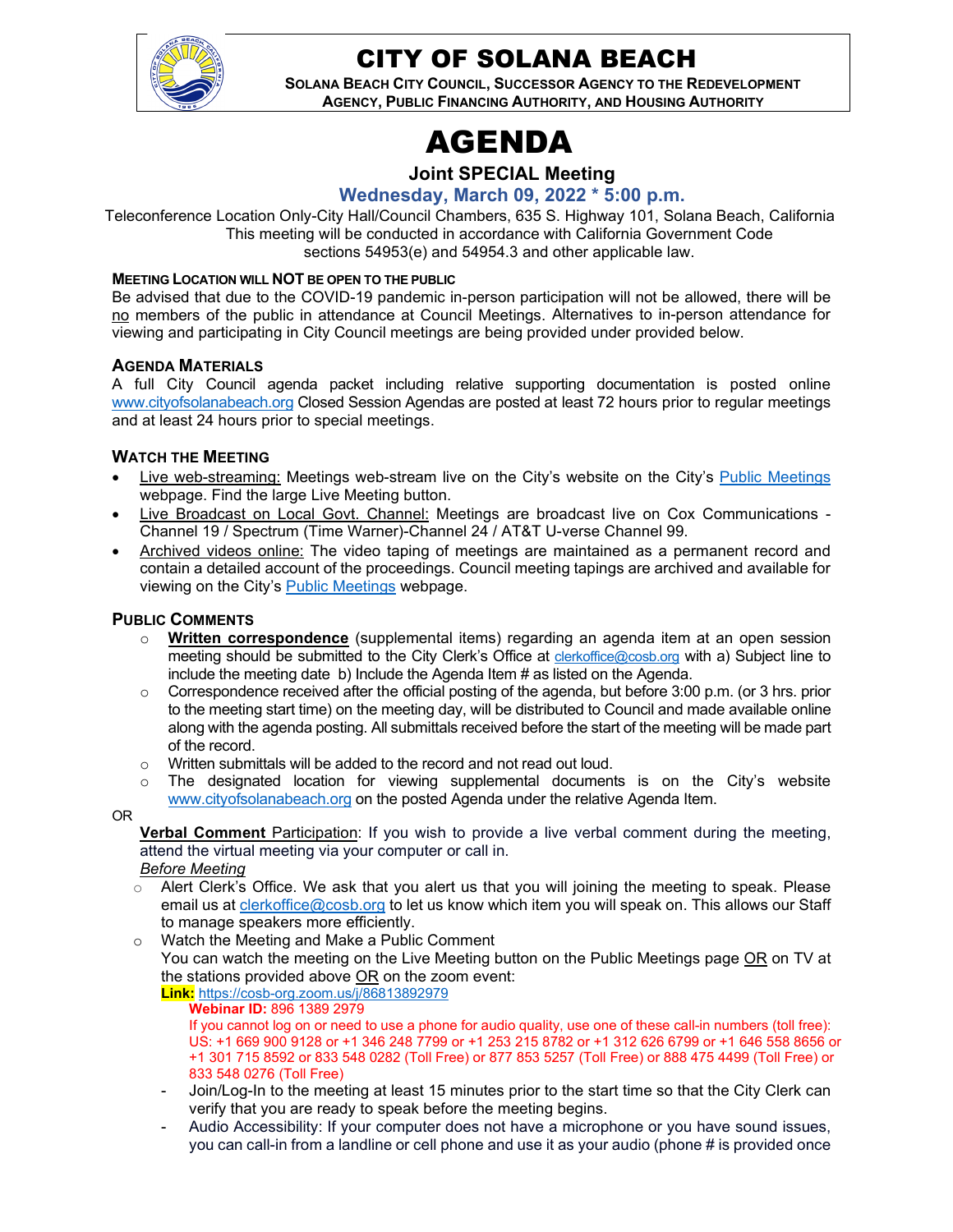# CITY OF SOLANA BEACH

**SOLANA BEACH CITY COUNCIL, SUCCESSOR AGENCY TO THE REDEVELOPMENT AGENCY, PUBLIC FINANCING AUTHORITY, AND HOUSING AUTHORITY**

# AGENDA

## Joint SPECIAL Meeting

### Wednesday, March 09, 2022 * 5:00 p.m.

Teleconference Location Only-City Hall/Council Chambers, 635 S. Highway 101, Solana Beach, California
This meeting will be conducted in accordance with California Government Code sections 54953(e) and 54954.3 and other applicable law.

**MEETING LOCATION WILL NOT BE OPEN TO THE PUBLIC**
Be advised that due to the COVID-19 pandemic in-person participation will not be allowed, there will be no members of the public in attendance at Council Meetings. Alternatives to in-person attendance for viewing and participating in City Council meetings are being provided under provided below.

**AGENDA MATERIALS**
A full City Council agenda packet including relative supporting documentation is posted online www.cityofsolanabeach.org Closed Session Agendas are posted at least 72 hours prior to regular meetings and at least 24 hours prior to special meetings.

**WATCH THE MEETING**

- Live web-streaming: Meetings web-stream live on the City's website on the City's Public Meetings webpage. Find the large Live Meeting button.
- Live Broadcast on Local Govt. Channel: Meetings are broadcast live on Cox Communications - Channel 19 / Spectrum (Time Warner)-Channel 24 / AT&T U-verse Channel 99.
- Archived videos online: The video taping of meetings are maintained as a permanent record and contain a detailed account of the proceedings. Council meeting tapings are archived and available for viewing on the City's Public Meetings webpage.

**PUBLIC COMMENTS**

- **Written correspondence** (supplemental items) regarding an agenda item at an open session meeting should be submitted to the City Clerk's Office at clerkoffice@cosb.org with a) Subject line to include the meeting date b) Include the Agenda Item # as listed on the Agenda.
- Correspondence received after the official posting of the agenda, but before 3:00 p.m. (or 3 hrs. prior to the meeting start time) on the meeting day, will be distributed to Council and made available online along with the agenda posting. All submittals received before the start of the meeting will be made part of the record.
- Written submittals will be added to the record and not read out loud.
- The designated location for viewing supplemental documents is on the City's website www.cityofsolanabeach.org on the posted Agenda under the relative Agenda Item.

OR

**Verbal Comment Participation**: If you wish to provide a live verbal comment during the meeting, attend the virtual meeting via your computer or call in.

*Before Meeting*

- Alert Clerk's Office. We ask that you alert us that you will joining the meeting to speak. Please email us at clerkoffice@cosb.org to let us know which item you will speak on. This allows our Staff to manage speakers more efficiently.
- Watch the Meeting and Make a Public Comment
  You can watch the meeting on the Live Meeting button on the Public Meetings page OR on TV at the stations provided above OR on the zoom event:
  **Link:** https://cosb-org.zoom.us/j/86813892979
  **Webinar ID:** 896 1389 2979
  If you cannot log on or need to use a phone for audio quality, use one of these call-in numbers (toll free): US: +1 669 900 9128 or +1 346 248 7799 or +1 253 215 8782 or +1 312 626 6799 or +1 646 558 8656 or +1 301 715 8592 or 833 548 0282 (Toll Free) or 877 853 5257 (Toll Free) or 888 475 4499 (Toll Free) or 833 548 0276 (Toll Free)
  - Join/Log-In to the meeting at least 15 minutes prior to the start time so that the City Clerk can verify that you are ready to speak before the meeting begins.
  - Audio Accessibility: If your computer does not have a microphone or you have sound issues, you can call-in from a landline or cell phone and use it as your audio (phone # is provided once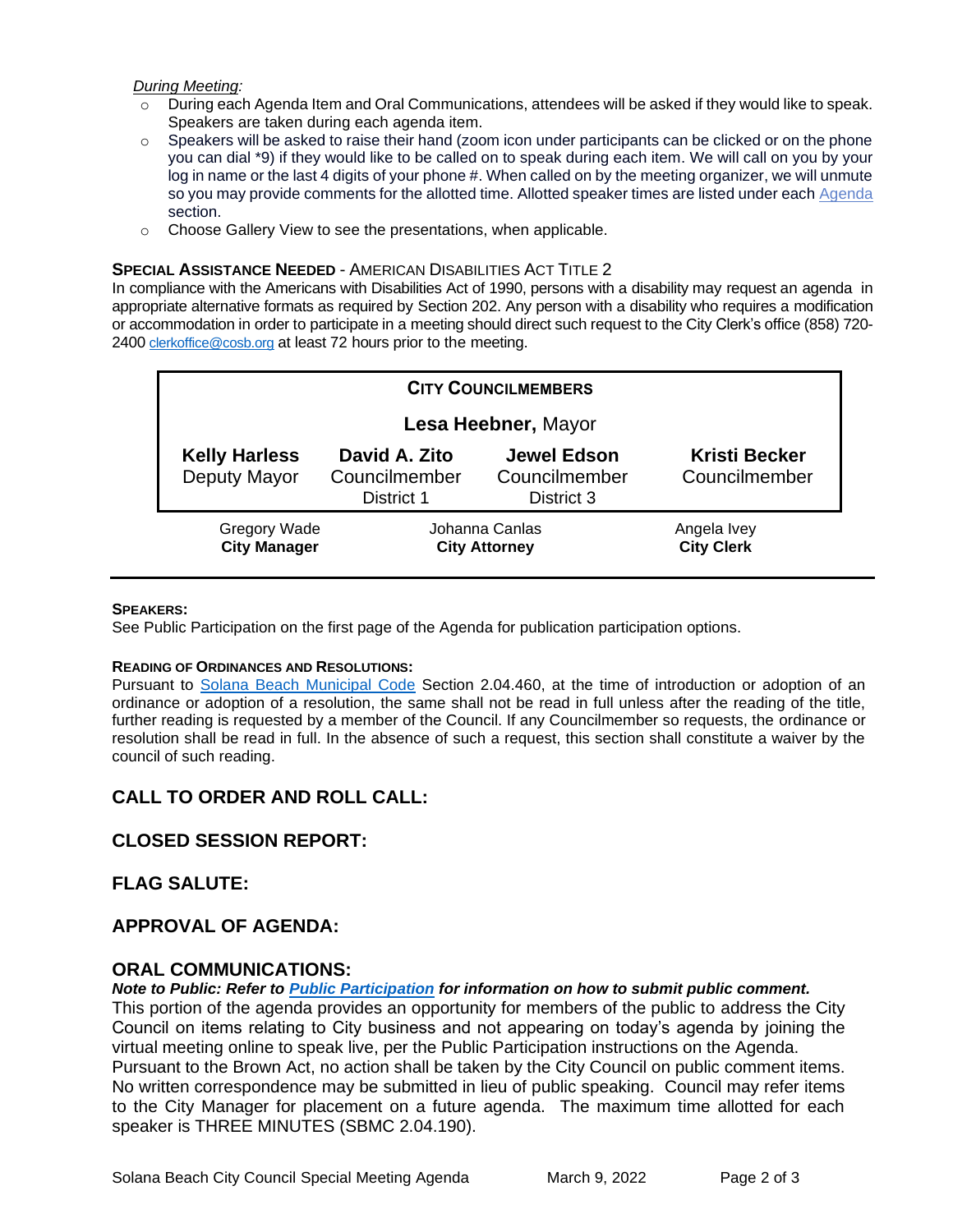*During Meeting:*

- During each Agenda Item and Oral Communications, attendees will be asked if they would like to speak. Speakers are taken during each agenda item.
- Speakers will be asked to raise their hand (zoom icon under participants can be clicked or on the phone you can dial *9) if they would like to be called on to speak during each item. We will call on you by your log in name or the last 4 digits of your phone #. When called on by the meeting organizer, we will unmute so you may provide comments for the allotted time. Allotted speaker times are listed under each Agenda section.
- Choose Gallery View to see the presentations, when applicable.

**SPECIAL ASSISTANCE NEEDED** - AMERICAN DISABILITIES ACT TITLE 2

In compliance with the Americans with Disabilities Act of 1990, persons with a disability may request an agenda in appropriate alternative formats as required by Section 202. Any person with a disability who requires a modification or accommodation in order to participate in a meeting should direct such request to the City Clerk's office (858) 720-2400 clerkoffice@cosb.org at least 72 hours prior to the meeting.

**CITY COUNCILMEMBERS**

**Lesa Heebner,** Mayor

| **Kelly Harless** | **David A. Zito** | **Jewel Edson** | **Kristi Becker** |
|---|---|---|---|
| Deputy Mayor | Councilmember District 1 | Councilmember District 3 | Councilmember |

| Gregory Wade | Johanna Canlas | Angela Ivey |
|---|---|---|
| **City Manager** | **City Attorney** | **City Clerk** |

**SPEAKERS:**

See Public Participation on the first page of the Agenda for publication participation options.

**READING OF ORDINANCES AND RESOLUTIONS:**

Pursuant to Solana Beach Municipal Code Section 2.04.460, at the time of introduction or adoption of an ordinance or adoption of a resolution, the same shall not be read in full unless after the reading of the title, further reading is requested by a member of the Council. If any Councilmember so requests, the ordinance or resolution shall be read in full. In the absence of such a request, this section shall constitute a waiver by the council of such reading.

## CALL TO ORDER AND ROLL CALL:

## CLOSED SESSION REPORT:

## FLAG SALUTE:

## APPROVAL OF AGENDA:

## ORAL COMMUNICATIONS:

***Note to Public: Refer to Public Participation for information on how to submit public comment.***

This portion of the agenda provides an opportunity for members of the public to address the City Council on items relating to City business and not appearing on today's agenda by joining the virtual meeting online to speak live, per the Public Participation instructions on the Agenda. Pursuant to the Brown Act, no action shall be taken by the City Council on public comment items. No written correspondence may be submitted in lieu of public speaking. Council may refer items to the City Manager for placement on a future agenda. The maximum time allotted for each speaker is THREE MINUTES (SBMC 2.04.190).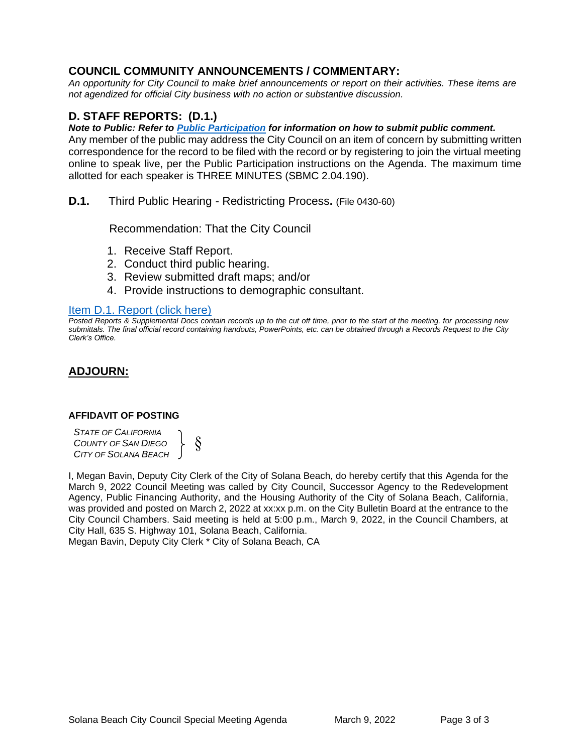## COUNCIL COMMUNITY ANNOUNCEMENTS / COMMENTARY:

*An opportunity for City Council to make brief announcements or report on their activities. These items are not agendized for official City business with no action or substantive discussion.*

## D. STAFF REPORTS: (D.1.)

***Note to Public: Refer to Public Participation for information on how to submit public comment.***

Any member of the public may address the City Council on an item of concern by submitting written correspondence for the record to be filed with the record or by registering to join the virtual meeting online to speak live, per the Public Participation instructions on the Agenda. The maximum time allotted for each speaker is THREE MINUTES (SBMC 2.04.190).

**D.1.** Third Public Hearing - Redistricting Process**.** (File 0430-60)

Recommendation: That the City Council

1. Receive Staff Report.
2. Conduct third public hearing.
3. Review submitted draft maps; and/or
4. Provide instructions to demographic consultant.

Item D.1. Report (click here)

*Posted Reports & Supplemental Docs contain records up to the cut off time, prior to the start of the meeting, for processing new submittals. The final official record containing handouts, PowerPoints, etc. can be obtained through a Records Request to the City Clerk's Office.*

## ADJOURN:

**AFFIDAVIT OF POSTING**

*STATE OF CALIFORNIA*
*COUNTY OF SAN DIEGO* } §
*CITY OF SOLANA BEACH*

I, Megan Bavin, Deputy City Clerk of the City of Solana Beach, do hereby certify that this Agenda for the March 9, 2022 Council Meeting was called by City Council, Successor Agency to the Redevelopment Agency, Public Financing Authority, and the Housing Authority of the City of Solana Beach, California, was provided and posted on March 2, 2022 at xx:xx p.m. on the City Bulletin Board at the entrance to the City Council Chambers. Said meeting is held at 5:00 p.m., March 9, 2022, in the Council Chambers, at City Hall, 635 S. Highway 101, Solana Beach, California.

Megan Bavin, Deputy City Clerk * City of Solana Beach, CA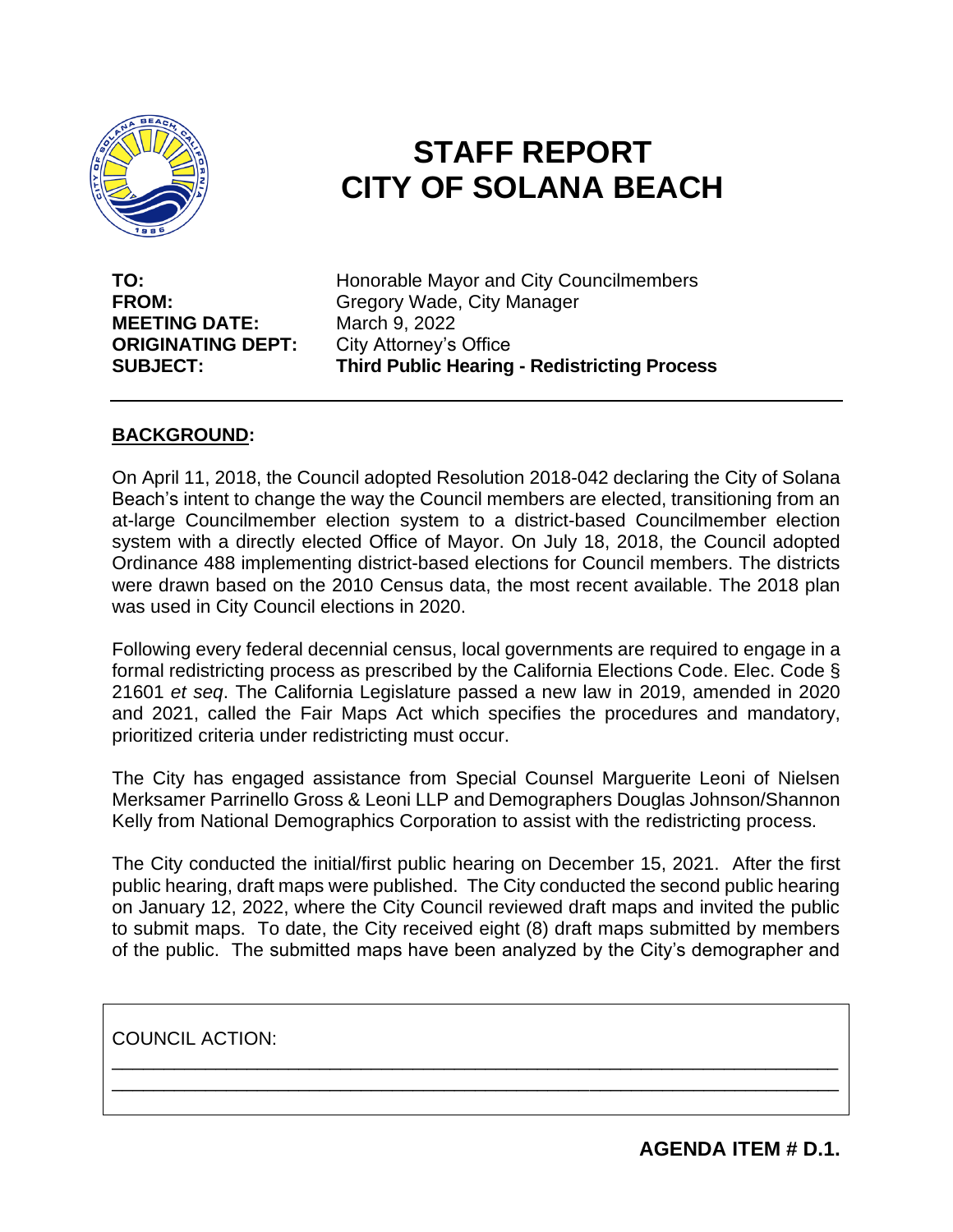# STAFF REPORT
# CITY OF SOLANA BEACH

**TO:** Honorable Mayor and City Councilmembers
**FROM:** Gregory Wade, City Manager
**MEETING DATE:** March 9, 2022
**ORIGINATING DEPT:** City Attorney's Office
**SUBJECT:** **Third Public Hearing - Redistricting Process**

---

## BACKGROUND:

On April 11, 2018, the Council adopted Resolution 2018-042 declaring the City of Solana Beach's intent to change the way the Council members are elected, transitioning from an at-large Councilmember election system to a district-based Councilmember election system with a directly elected Office of Mayor. On July 18, 2018, the Council adopted Ordinance 488 implementing district-based elections for Council members. The districts were drawn based on the 2010 Census data, the most recent available. The 2018 plan was used in City Council elections in 2020.

Following every federal decennial census, local governments are required to engage in a formal redistricting process as prescribed by the California Elections Code. Elec. Code § 21601 *et seq*. The California Legislature passed a new law in 2019, amended in 2020 and 2021, called the Fair Maps Act which specifies the procedures and mandatory, prioritized criteria under redistricting must occur.

The City has engaged assistance from Special Counsel Marguerite Leoni of Nielsen Merksamer Parrinello Gross & Leoni LLP and Demographers Douglas Johnson/Shannon Kelly from National Demographics Corporation to assist with the redistricting process.

The City conducted the initial/first public hearing on December 15, 2021. After the first public hearing, draft maps were published. The City conducted the second public hearing on January 12, 2022, where the City Council reviewed draft maps and invited the public to submit maps. To date, the City received eight (8) draft maps submitted by members of the public. The submitted maps have been analyzed by the City's demographer and

COUNCIL ACTION:

______________________________________________________________________

______________________________________________________________________

**AGENDA ITEM # D.1.**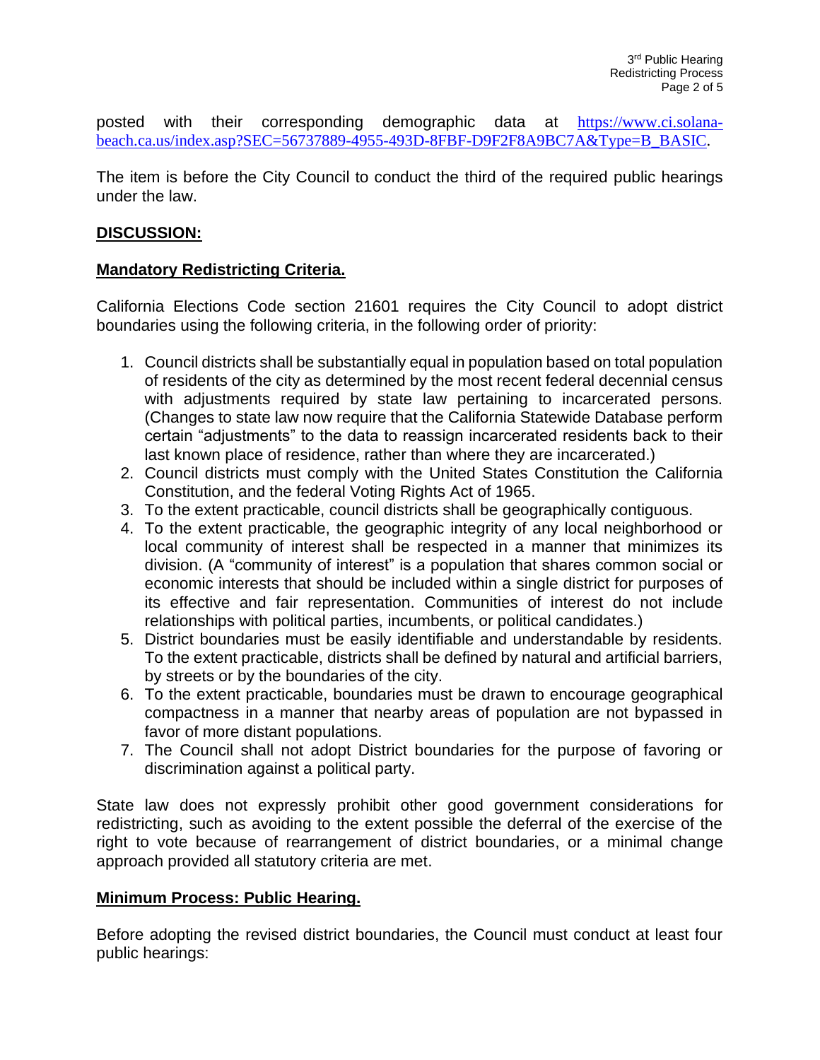posted with their corresponding demographic data at https://www.ci.solana-beach.ca.us/index.asp?SEC=56737889-4955-493D-8FBF-D9F2F8A9BC7A&Type=B_BASIC.

The item is before the City Council to conduct the third of the required public hearings under the law.

## DISCUSSION:

### Mandatory Redistricting Criteria.

California Elections Code section 21601 requires the City Council to adopt district boundaries using the following criteria, in the following order of priority:

1. Council districts shall be substantially equal in population based on total population of residents of the city as determined by the most recent federal decennial census with adjustments required by state law pertaining to incarcerated persons. (Changes to state law now require that the California Statewide Database perform certain "adjustments" to the data to reassign incarcerated residents back to their last known place of residence, rather than where they are incarcerated.)
2. Council districts must comply with the United States Constitution the California Constitution, and the federal Voting Rights Act of 1965.
3. To the extent practicable, council districts shall be geographically contiguous.
4. To the extent practicable, the geographic integrity of any local neighborhood or local community of interest shall be respected in a manner that minimizes its division. (A "community of interest" is a population that shares common social or economic interests that should be included within a single district for purposes of its effective and fair representation. Communities of interest do not include relationships with political parties, incumbents, or political candidates.)
5. District boundaries must be easily identifiable and understandable by residents. To the extent practicable, districts shall be defined by natural and artificial barriers, by streets or by the boundaries of the city.
6. To the extent practicable, boundaries must be drawn to encourage geographical compactness in a manner that nearby areas of population are not bypassed in favor of more distant populations.
7. The Council shall not adopt District boundaries for the purpose of favoring or discrimination against a political party.

State law does not expressly prohibit other good government considerations for redistricting, such as avoiding to the extent possible the deferral of the exercise of the right to vote because of rearrangement of district boundaries, or a minimal change approach provided all statutory criteria are met.

### Minimum Process: Public Hearing.

Before adopting the revised district boundaries, the Council must conduct at least four public hearings: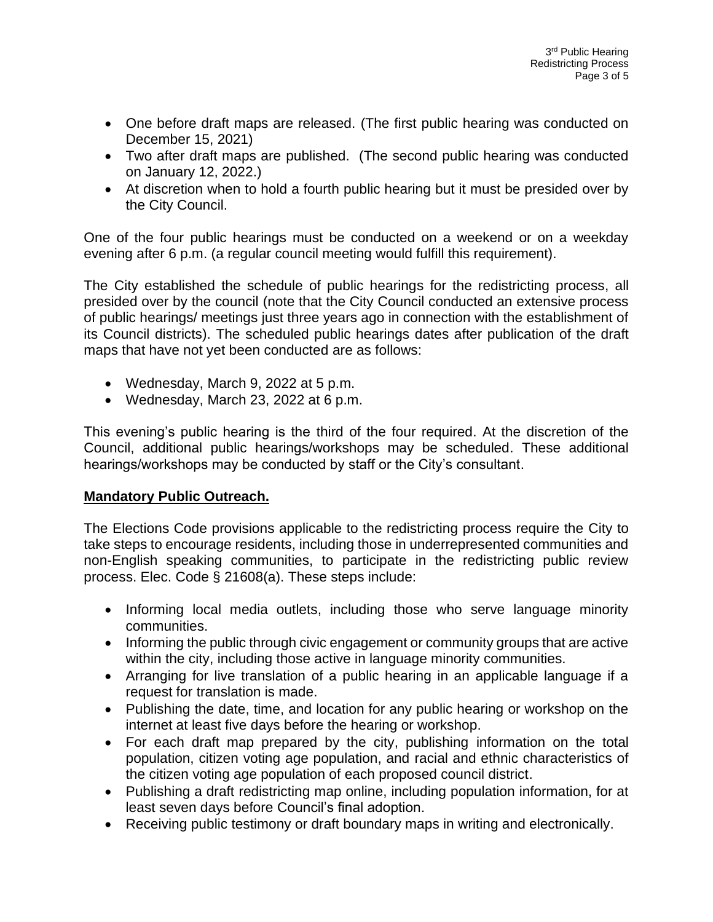- One before draft maps are released. (The first public hearing was conducted on December 15, 2021)
- Two after draft maps are published. (The second public hearing was conducted on January 12, 2022.)
- At discretion when to hold a fourth public hearing but it must be presided over by the City Council.

One of the four public hearings must be conducted on a weekend or on a weekday evening after 6 p.m. (a regular council meeting would fulfill this requirement).

The City established the schedule of public hearings for the redistricting process, all presided over by the council (note that the City Council conducted an extensive process of public hearings/ meetings just three years ago in connection with the establishment of its Council districts). The scheduled public hearings dates after publication of the draft maps that have not yet been conducted are as follows:

- Wednesday, March 9, 2022 at 5 p.m.
- Wednesday, March 23, 2022 at 6 p.m.

This evening's public hearing is the third of the four required. At the discretion of the Council, additional public hearings/workshops may be scheduled. These additional hearings/workshops may be conducted by staff or the City's consultant.

**Mandatory Public Outreach.**

The Elections Code provisions applicable to the redistricting process require the City to take steps to encourage residents, including those in underrepresented communities and non-English speaking communities, to participate in the redistricting public review process. Elec. Code § 21608(a). These steps include:

- Informing local media outlets, including those who serve language minority communities.
- Informing the public through civic engagement or community groups that are active within the city, including those active in language minority communities.
- Arranging for live translation of a public hearing in an applicable language if a request for translation is made.
- Publishing the date, time, and location for any public hearing or workshop on the internet at least five days before the hearing or workshop.
- For each draft map prepared by the city, publishing information on the total population, citizen voting age population, and racial and ethnic characteristics of the citizen voting age population of each proposed council district.
- Publishing a draft redistricting map online, including population information, for at least seven days before Council's final adoption.
- Receiving public testimony or draft boundary maps in writing and electronically.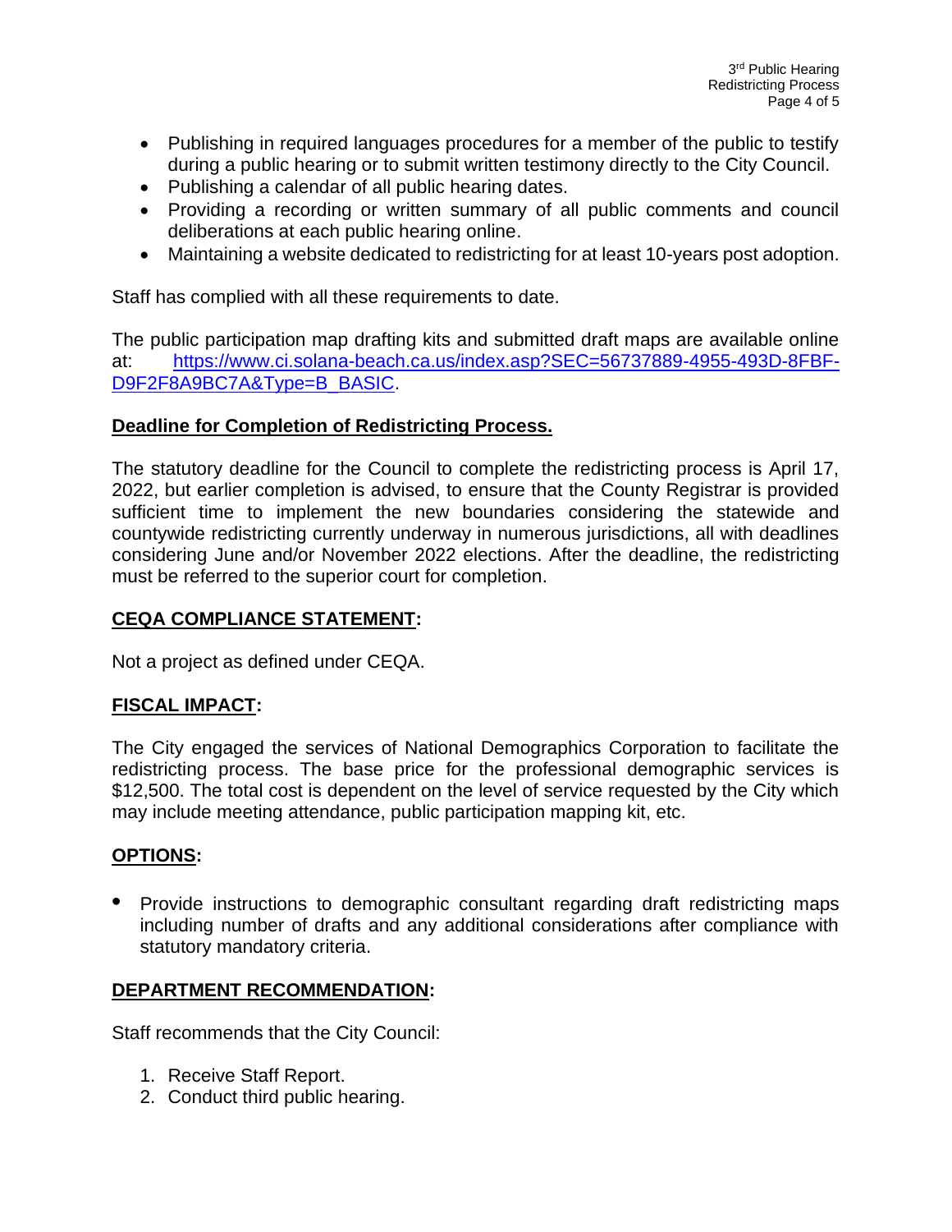- Publishing in required languages procedures for a member of the public to testify during a public hearing or to submit written testimony directly to the City Council.
- Publishing a calendar of all public hearing dates.
- Providing a recording or written summary of all public comments and council deliberations at each public hearing online.
- Maintaining a website dedicated to redistricting for at least 10-years post adoption.

Staff has complied with all these requirements to date.

The public participation map drafting kits and submitted draft maps are available online at: https://www.ci.solana-beach.ca.us/index.asp?SEC=56737889-4955-493D-8FBF-D9F2F8A9BC7A&Type=B_BASIC.

**Deadline for Completion of Redistricting Process.**

The statutory deadline for the Council to complete the redistricting process is April 17, 2022, but earlier completion is advised, to ensure that the County Registrar is provided sufficient time to implement the new boundaries considering the statewide and countywide redistricting currently underway in numerous jurisdictions, all with deadlines considering June and/or November 2022 elections. After the deadline, the redistricting must be referred to the superior court for completion.

## CEQA COMPLIANCE STATEMENT:

Not a project as defined under CEQA.

## FISCAL IMPACT:

The City engaged the services of National Demographics Corporation to facilitate the redistricting process. The base price for the professional demographic services is $12,500. The total cost is dependent on the level of service requested by the City which may include meeting attendance, public participation mapping kit, etc.

## OPTIONS:

- Provide instructions to demographic consultant regarding draft redistricting maps including number of drafts and any additional considerations after compliance with statutory mandatory criteria.

## DEPARTMENT RECOMMENDATION:

Staff recommends that the City Council:

1. Receive Staff Report.
2. Conduct third public hearing.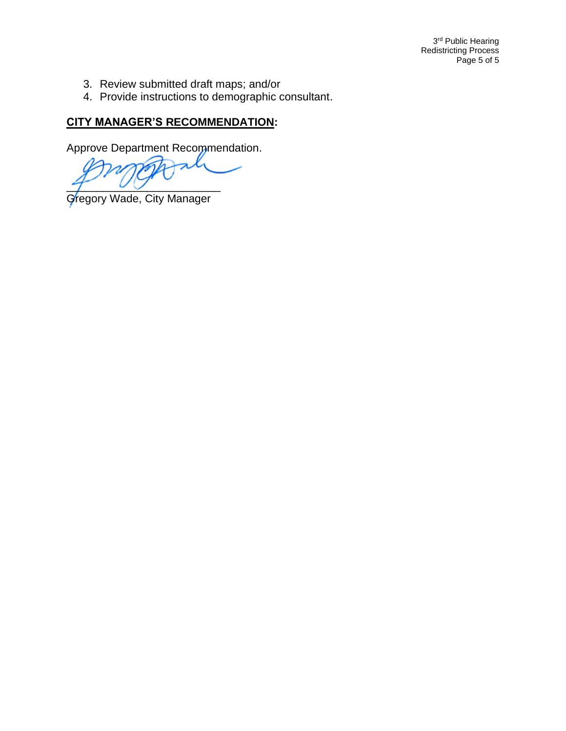3. Review submitted draft maps; and/or
4. Provide instructions to demographic consultant.

**CITY MANAGER'S RECOMMENDATION:**

Approve Department Recommendation.

\_\_\_\_\_\_\_\_\_\_\_\_\_\_\_\_\_\_\_\_\_\_\_\_\_\_

Gregory Wade, City Manager